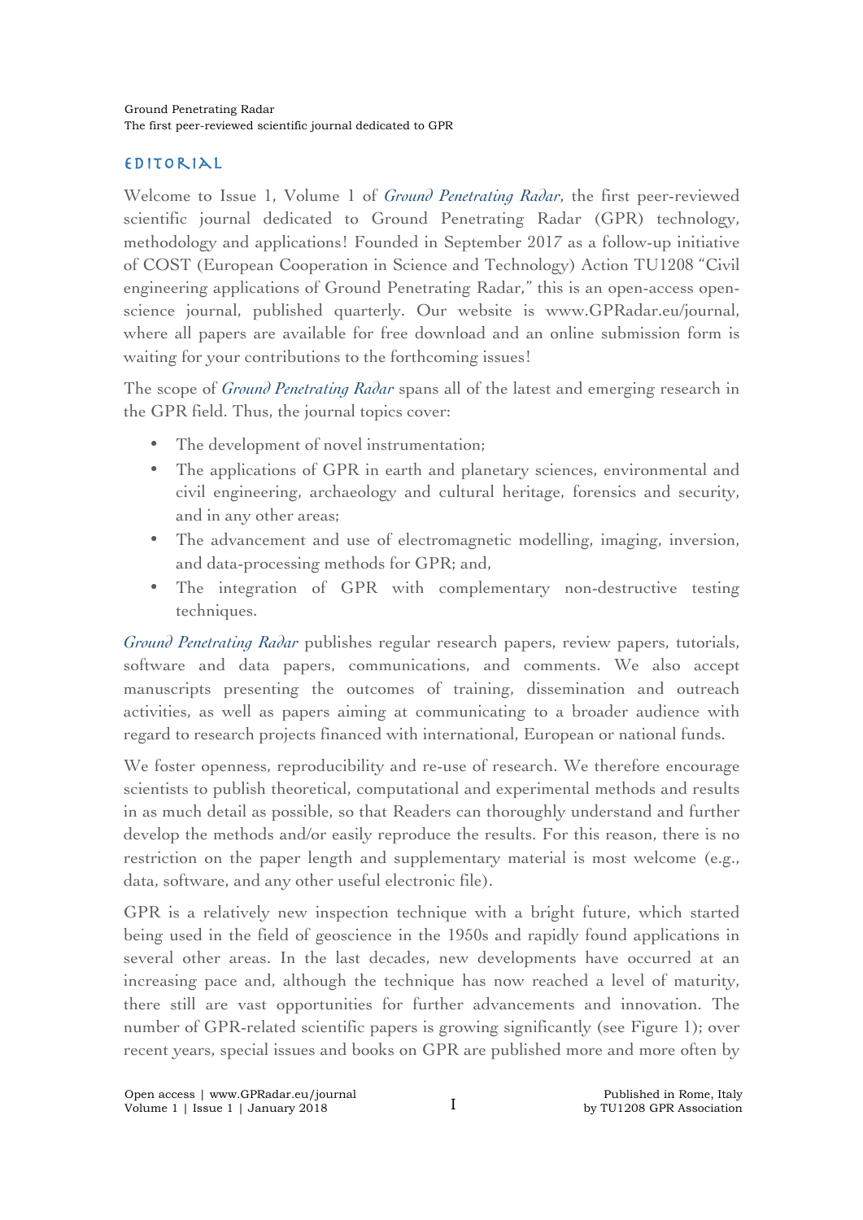# EDITORIAL

Welcome to Issue 1, Volume 1 of *Ground Penetrating Radar*, the first peer-reviewed scientific journal dedicated to Ground Penetrating Radar (GPR) technology, methodology and applications! Founded in September 2017 as a follow-up initiative of COST (European Cooperation in Science and Technology) Action TU1208 "Civil engineering applications of Ground Penetrating Radar," this is an open-access open-science journal, published quarterly. Our website is www.GPRadar.eu/journal, where all papers are available for free download and an online submission form is waiting for your contributions to the forthcoming issues!

The scope of *Ground Penetrating Radar* spans all of the latest and emerging research in the GPR field. Thus, the journal topics cover:

- The development of novel instrumentation;
- The applications of GPR in earth and planetary sciences, environmental and civil engineering, archaeology and cultural heritage, forensics and security, and in any other areas;
- The advancement and use of electromagnetic modelling, imaging, inversion, and data-processing methods for GPR; and,
- The integration of GPR with complementary non-destructive testing techniques.

*Ground Penetrating Radar* publishes regular research papers, review papers, tutorials, software and data papers, communications, and comments. We also accept manuscripts presenting the outcomes of training, dissemination and outreach activities, as well as papers aiming at communicating to a broader audience with regard to research projects financed with international, European or national funds.

We foster openness, reproducibility and re-use of research. We therefore encourage scientists to publish theoretical, computational and experimental methods and results in as much detail as possible, so that Readers can thoroughly understand and further develop the methods and/or easily reproduce the results. For this reason, there is no restriction on the paper length and supplementary material is most welcome (e.g., data, software, and any other useful electronic file).

GPR is a relatively new inspection technique with a bright future, which started being used in the field of geoscience in the 1950s and rapidly found applications in several other areas. In the last decades, new developments have occurred at an increasing pace and, although the technique has now reached a level of maturity, there still are vast opportunities for further advancements and innovation. The number of GPR-related scientific papers is growing significantly (see Figure 1); over recent years, special issues and books on GPR are published more and more often by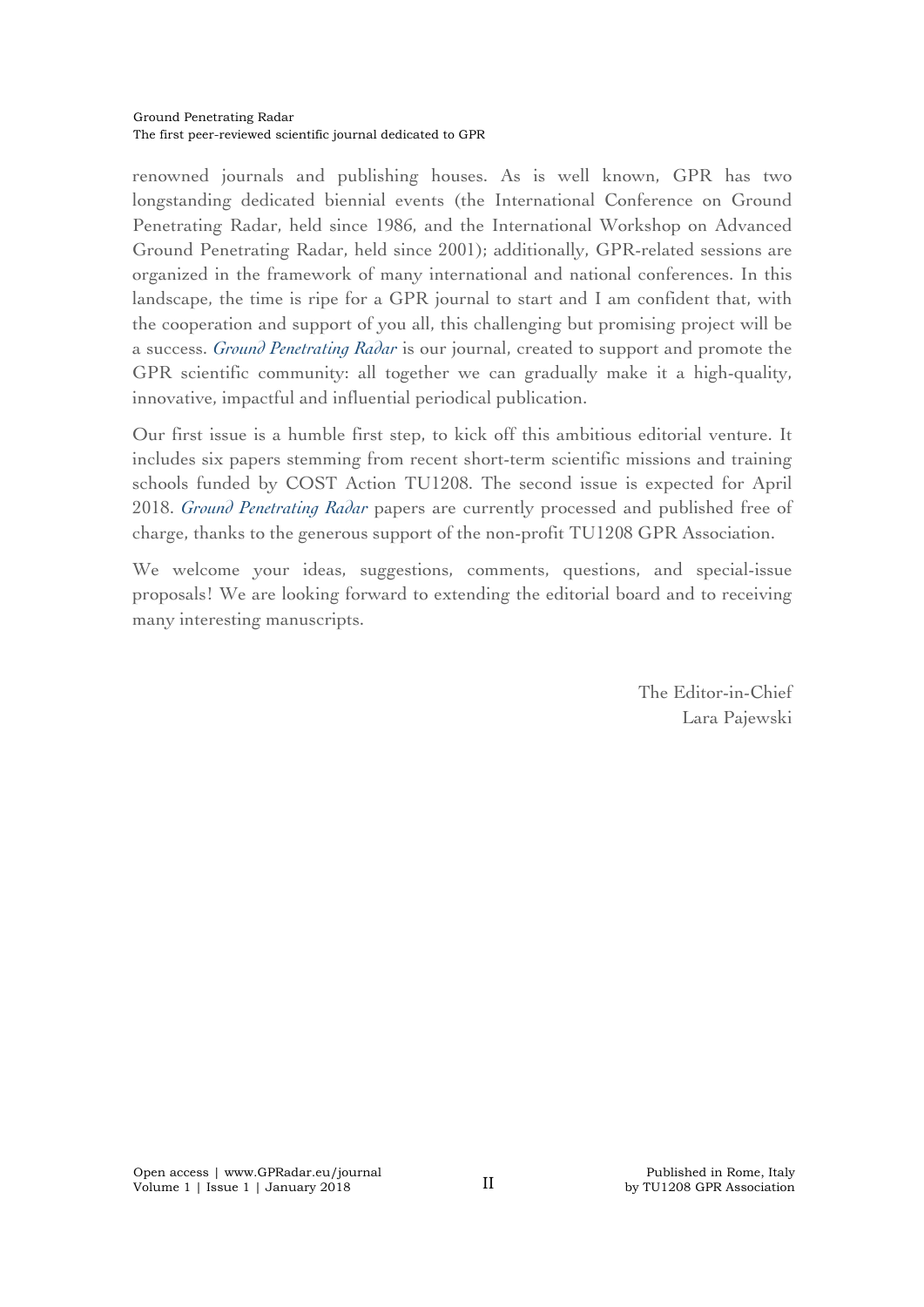renowned journals and publishing houses. As is well known, GPR has two longstanding dedicated biennial events (the International Conference on Ground Penetrating Radar, held since 1986, and the International Workshop on Advanced Ground Penetrating Radar, held since 2001); additionally, GPR-related sessions are organized in the framework of many international and national conferences. In this landscape, the time is ripe for a GPR journal to start and I am confident that, with the cooperation and support of you all, this challenging but promising project will be a success. *Ground Penetrating Radar* is our journal, created to support and promote the GPR scientific community: all together we can gradually make it a high-quality, innovative, impactful and influential periodical publication.

Our first issue is a humble first step, to kick off this ambitious editorial venture. It includes six papers stemming from recent short-term scientific missions and training schools funded by COST Action TU1208. The second issue is expected for April 2018. *Ground Penetrating Radar* papers are currently processed and published free of charge, thanks to the generous support of the non-profit TU1208 GPR Association.

We welcome your ideas, suggestions, comments, questions, and special-issue proposals! We are looking forward to extending the editorial board and to receiving many interesting manuscripts.

The Editor-in-Chief
Lara Pajewski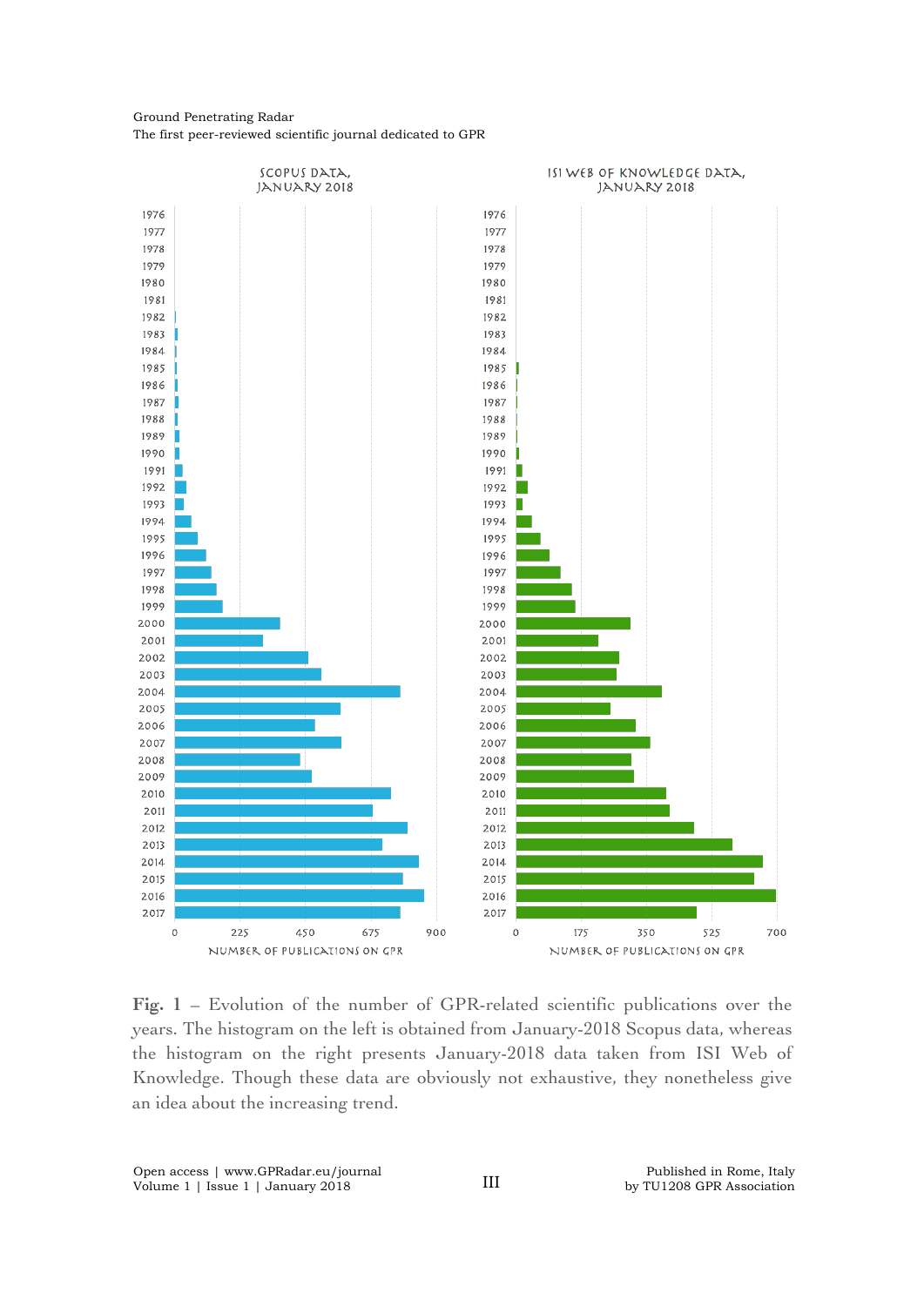**Fig. 1** – Evolution of the number of GPR-related scientific publications over the years. The histogram on the left is obtained from January-2018 Scopus data, whereas the histogram on the right presents January-2018 data taken from ISI Web of Knowledge. Though these data are obviously not exhaustive, they nonetheless give an idea about the increasing trend.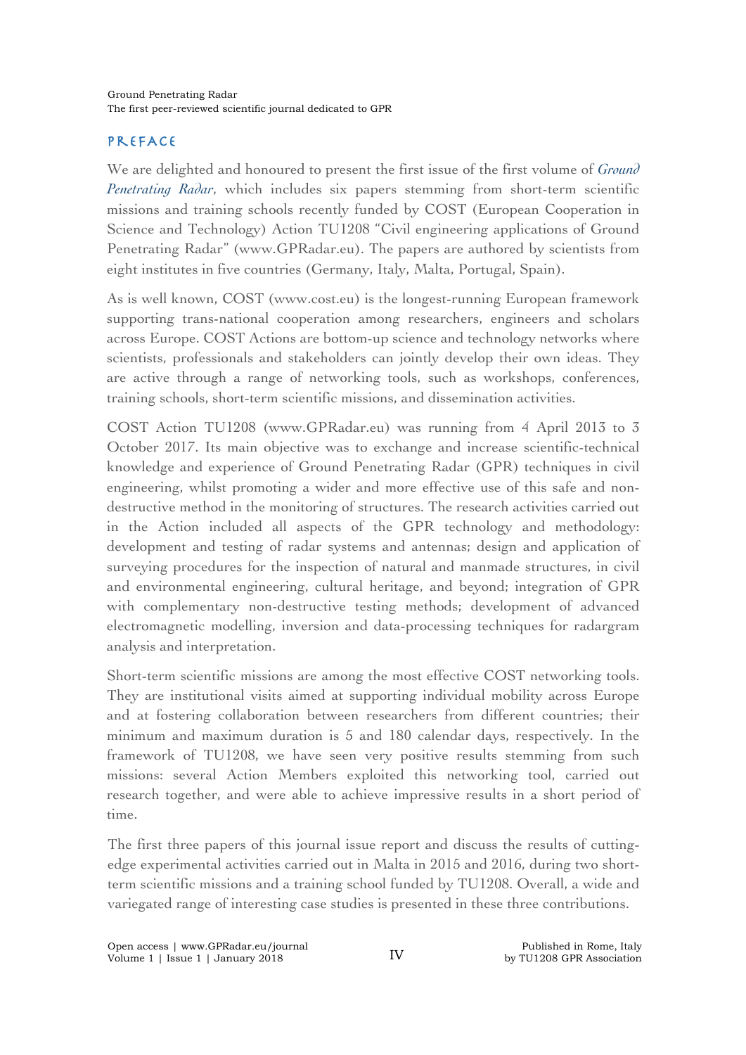## PREFACE

We are delighted and honoured to present the first issue of the first volume of *Ground Penetrating Radar*, which includes six papers stemming from short-term scientific missions and training schools recently funded by COST (European Cooperation in Science and Technology) Action TU1208 "Civil engineering applications of Ground Penetrating Radar" (www.GPRadar.eu). The papers are authored by scientists from eight institutes in five countries (Germany, Italy, Malta, Portugal, Spain).

As is well known, COST (www.cost.eu) is the longest-running European framework supporting trans-national cooperation among researchers, engineers and scholars across Europe. COST Actions are bottom-up science and technology networks where scientists, professionals and stakeholders can jointly develop their own ideas. They are active through a range of networking tools, such as workshops, conferences, training schools, short-term scientific missions, and dissemination activities.

COST Action TU1208 (www.GPRadar.eu) was running from 4 April 2013 to 3 October 2017. Its main objective was to exchange and increase scientific-technical knowledge and experience of Ground Penetrating Radar (GPR) techniques in civil engineering, whilst promoting a wider and more effective use of this safe and non-destructive method in the monitoring of structures. The research activities carried out in the Action included all aspects of the GPR technology and methodology: development and testing of radar systems and antennas; design and application of surveying procedures for the inspection of natural and manmade structures, in civil and environmental engineering, cultural heritage, and beyond; integration of GPR with complementary non-destructive testing methods; development of advanced electromagnetic modelling, inversion and data-processing techniques for radargram analysis and interpretation.

Short-term scientific missions are among the most effective COST networking tools. They are institutional visits aimed at supporting individual mobility across Europe and at fostering collaboration between researchers from different countries; their minimum and maximum duration is 5 and 180 calendar days, respectively. In the framework of TU1208, we have seen very positive results stemming from such missions: several Action Members exploited this networking tool, carried out research together, and were able to achieve impressive results in a short period of time.

The first three papers of this journal issue report and discuss the results of cutting-edge experimental activities carried out in Malta in 2015 and 2016, during two short-term scientific missions and a training school funded by TU1208. Overall, a wide and variegated range of interesting case studies is presented in these three contributions.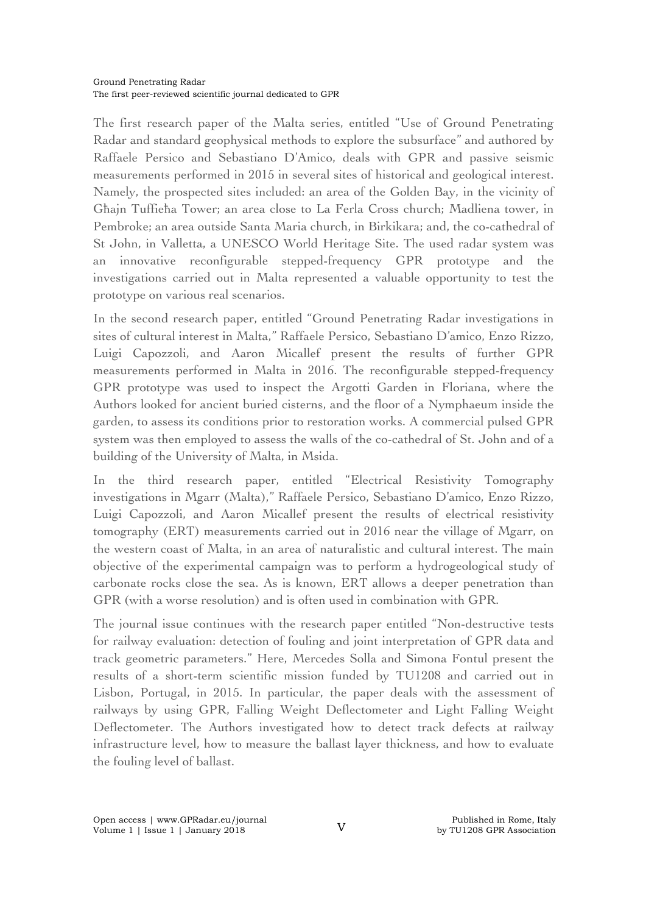The first research paper of the Malta series, entitled "Use of Ground Penetrating Radar and standard geophysical methods to explore the subsurface" and authored by Raffaele Persico and Sebastiano D'Amico, deals with GPR and passive seismic measurements performed in 2015 in several sites of historical and geological interest. Namely, the prospected sites included: an area of the Golden Bay, in the vicinity of Għajn Tuffieħa Tower; an area close to La Ferla Cross church; Madliena tower, in Pembroke; an area outside Santa Maria church, in Birkikara; and, the co-cathedral of St John, in Valletta, a UNESCO World Heritage Site. The used radar system was an innovative reconfigurable stepped-frequency GPR prototype and the investigations carried out in Malta represented a valuable opportunity to test the prototype on various real scenarios.

In the second research paper, entitled "Ground Penetrating Radar investigations in sites of cultural interest in Malta," Raffaele Persico, Sebastiano D'amico, Enzo Rizzo, Luigi Capozzoli, and Aaron Micallef present the results of further GPR measurements performed in Malta in 2016. The reconfigurable stepped-frequency GPR prototype was used to inspect the Argotti Garden in Floriana, where the Authors looked for ancient buried cisterns, and the floor of a Nymphaeum inside the garden, to assess its conditions prior to restoration works. A commercial pulsed GPR system was then employed to assess the walls of the co-cathedral of St. John and of a building of the University of Malta, in Msida.

In the third research paper, entitled "Electrical Resistivity Tomography investigations in Mgarr (Malta)," Raffaele Persico, Sebastiano D'amico, Enzo Rizzo, Luigi Capozzoli, and Aaron Micallef present the results of electrical resistivity tomography (ERT) measurements carried out in 2016 near the village of Mgarr, on the western coast of Malta, in an area of naturalistic and cultural interest. The main objective of the experimental campaign was to perform a hydrogeological study of carbonate rocks close the sea. As is known, ERT allows a deeper penetration than GPR (with a worse resolution) and is often used in combination with GPR.

The journal issue continues with the research paper entitled "Non-destructive tests for railway evaluation: detection of fouling and joint interpretation of GPR data and track geometric parameters." Here, Mercedes Solla and Simona Fontul present the results of a short-term scientific mission funded by TU1208 and carried out in Lisbon, Portugal, in 2015. In particular, the paper deals with the assessment of railways by using GPR, Falling Weight Deflectometer and Light Falling Weight Deflectometer. The Authors investigated how to detect track defects at railway infrastructure level, how to measure the ballast layer thickness, and how to evaluate the fouling level of ballast.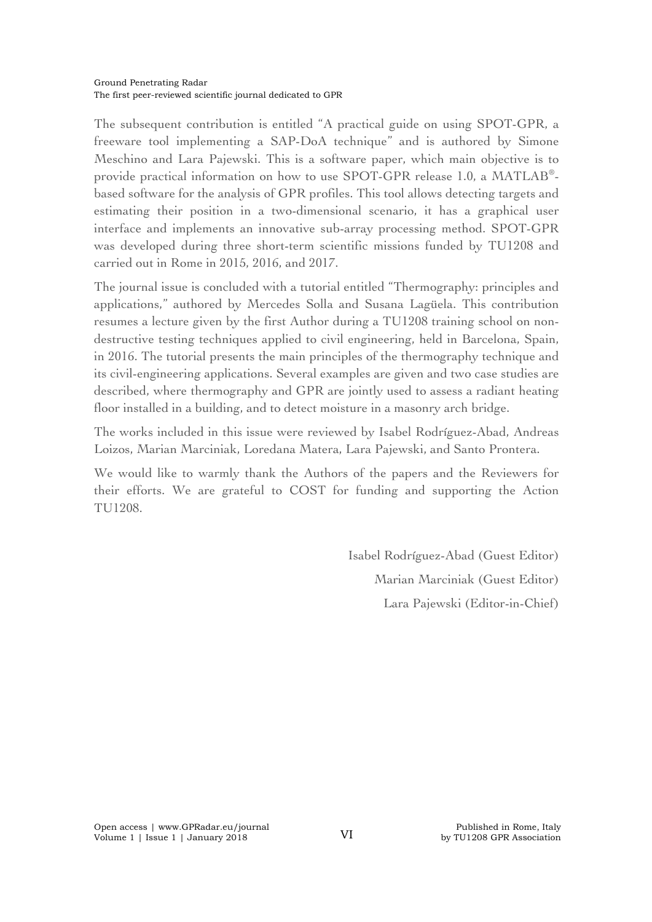The subsequent contribution is entitled "A practical guide on using SPOT-GPR, a freeware tool implementing a SAP-DoA technique" and is authored by Simone Meschino and Lara Pajewski. This is a software paper, which main objective is to provide practical information on how to use SPOT-GPR release 1.0, a MATLAB®-based software for the analysis of GPR profiles. This tool allows detecting targets and estimating their position in a two-dimensional scenario, it has a graphical user interface and implements an innovative sub-array processing method. SPOT-GPR was developed during three short-term scientific missions funded by TU1208 and carried out in Rome in 2015, 2016, and 2017.

The journal issue is concluded with a tutorial entitled "Thermography: principles and applications," authored by Mercedes Solla and Susana Lagüela. This contribution resumes a lecture given by the first Author during a TU1208 training school on non-destructive testing techniques applied to civil engineering, held in Barcelona, Spain, in 2016. The tutorial presents the main principles of the thermography technique and its civil-engineering applications. Several examples are given and two case studies are described, where thermography and GPR are jointly used to assess a radiant heating floor installed in a building, and to detect moisture in a masonry arch bridge.

The works included in this issue were reviewed by Isabel Rodríguez-Abad, Andreas Loizos, Marian Marciniak, Loredana Matera, Lara Pajewski, and Santo Prontera.

We would like to warmly thank the Authors of the papers and the Reviewers for their efforts. We are grateful to COST for funding and supporting the Action TU1208.

Isabel Rodríguez-Abad (Guest Editor)

Marian Marciniak (Guest Editor)

Lara Pajewski (Editor-in-Chief)